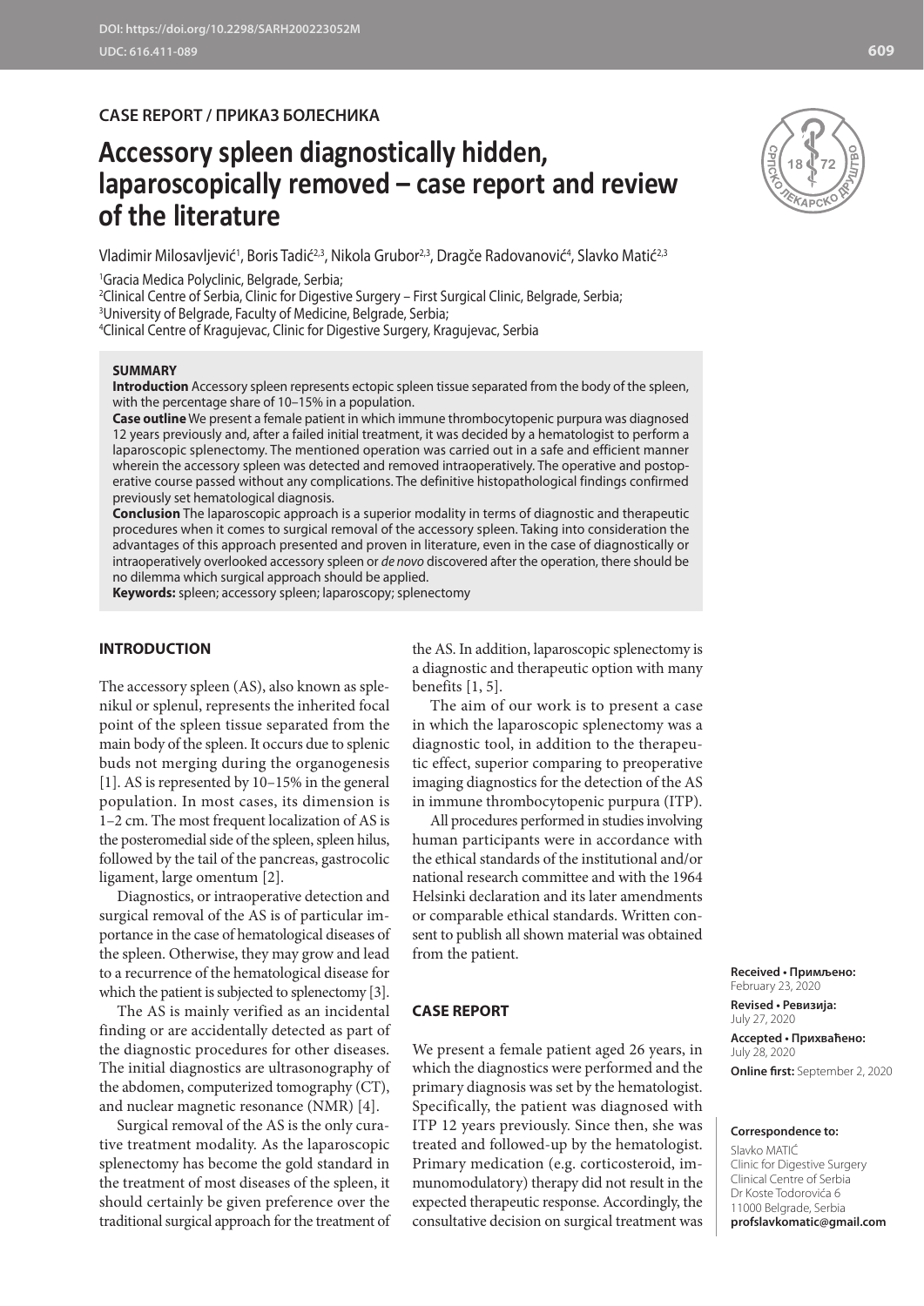CASE REPORT / ПРИКАЗ БОЛЕСНИКА

# Accessory spleen diagnostically hidden, laparoscopically removed – case report and review of the literature

Vladimir Milosavljević[1], Boris Tadić[2,3], Nikola Grubor[2,3], Dragče Radovanović[4], Slavko Matić[2,3]

[1]Gracia Medica Polyclinic, Belgrade, Serbia;
[2]Clinical Centre of Serbia, Clinic for Digestive Surgery – First Surgical Clinic, Belgrade, Serbia;
[3]University of Belgrade, Faculty of Medicine, Belgrade, Serbia;
[4]Clinical Centre of Kragujevac, Clinic for Digestive Surgery, Kragujevac, Serbia

## SUMMARY

**Introduction** Accessory spleen represents ectopic spleen tissue separated from the body of the spleen, with the percentage share of 10–15% in a population.

**Case outline** We present a female patient in which immune thrombocytopenic purpura was diagnosed 12 years previously and, after a failed initial treatment, it was decided by a hematologist to perform a laparoscopic splenectomy. The mentioned operation was carried out in a safe and efficient manner wherein the accessory spleen was detected and removed intraoperatively. The operative and postoperative course passed without any complications. The definitive histopathological findings confirmed previously set hematological diagnosis.

**Conclusion** The laparoscopic approach is a superior modality in terms of diagnostic and therapeutic procedures when it comes to surgical removal of the accessory spleen. Taking into consideration the advantages of this approach presented and proven in literature, even in the case of diagnostically or intraoperatively overlooked accessory spleen or *de novo* discovered after the operation, there should be no dilemma which surgical approach should be applied.

**Keywords:** spleen; accessory spleen; laparoscopy; splenectomy

## INTRODUCTION

The accessory spleen (AS), also known as splenikul or splenul, represents the inherited focal point of the spleen tissue separated from the main body of the spleen. It occurs due to splenic buds not merging during the organogenesis [1]. AS is represented by 10–15% in the general population. In most cases, its dimension is 1–2 cm. The most frequent localization of AS is the posteromedial side of the spleen, spleen hilus, followed by the tail of the pancreas, gastrocolic ligament, large omentum [2].

Diagnostics, or intraoperative detection and surgical removal of the AS is of particular importance in the case of hematological diseases of the spleen. Otherwise, they may grow and lead to a recurrence of the hematological disease for which the patient is subjected to splenectomy [3].

The AS is mainly verified as an incidental finding or are accidentally detected as part of the diagnostic procedures for other diseases. The initial diagnostics are ultrasonography of the abdomen, computerized tomography (CT), and nuclear magnetic resonance (NMR) [4].

Surgical removal of the AS is the only curative treatment modality. As the laparoscopic splenectomy has become the gold standard in the treatment of most diseases of the spleen, it should certainly be given preference over the traditional surgical approach for the treatment of the AS. In addition, laparoscopic splenectomy is a diagnostic and therapeutic option with many benefits [1, 5].

The aim of our work is to present a case in which the laparoscopic splenectomy was a diagnostic tool, in addition to the therapeutic effect, superior comparing to preoperative imaging diagnostics for the detection of the AS in immune thrombocytopenic purpura (ITP).

All procedures performed in studies involving human participants were in accordance with the ethical standards of the institutional and/or national research committee and with the 1964 Helsinki declaration and its later amendments or comparable ethical standards. Written consent to publish all shown material was obtained from the patient.

## CASE REPORT

We present a female patient aged 26 years, in which the diagnostics were performed and the primary diagnosis was set by the hematologist. Specifically, the patient was diagnosed with ITP 12 years previously. Since then, she was treated and followed-up by the hematologist. Primary medication (e.g. corticosteroid, immunomodulatory) therapy did not result in the expected therapeutic response. Accordingly, the consultative decision on surgical treatment was

**Received • Примљено:** February 23, 2020
**Revised • Ревизија:** July 27, 2020
**Accepted • Прихваћено:** July 28, 2020
**Online first:** September 2, 2020

**Correspondence to:**
Slavko MATIĆ
Clinic for Digestive Surgery
Clinical Centre of Serbia
Dr Koste Todorovića 6
11000 Belgrade, Serbia
**profslavkomatic@gmail.com**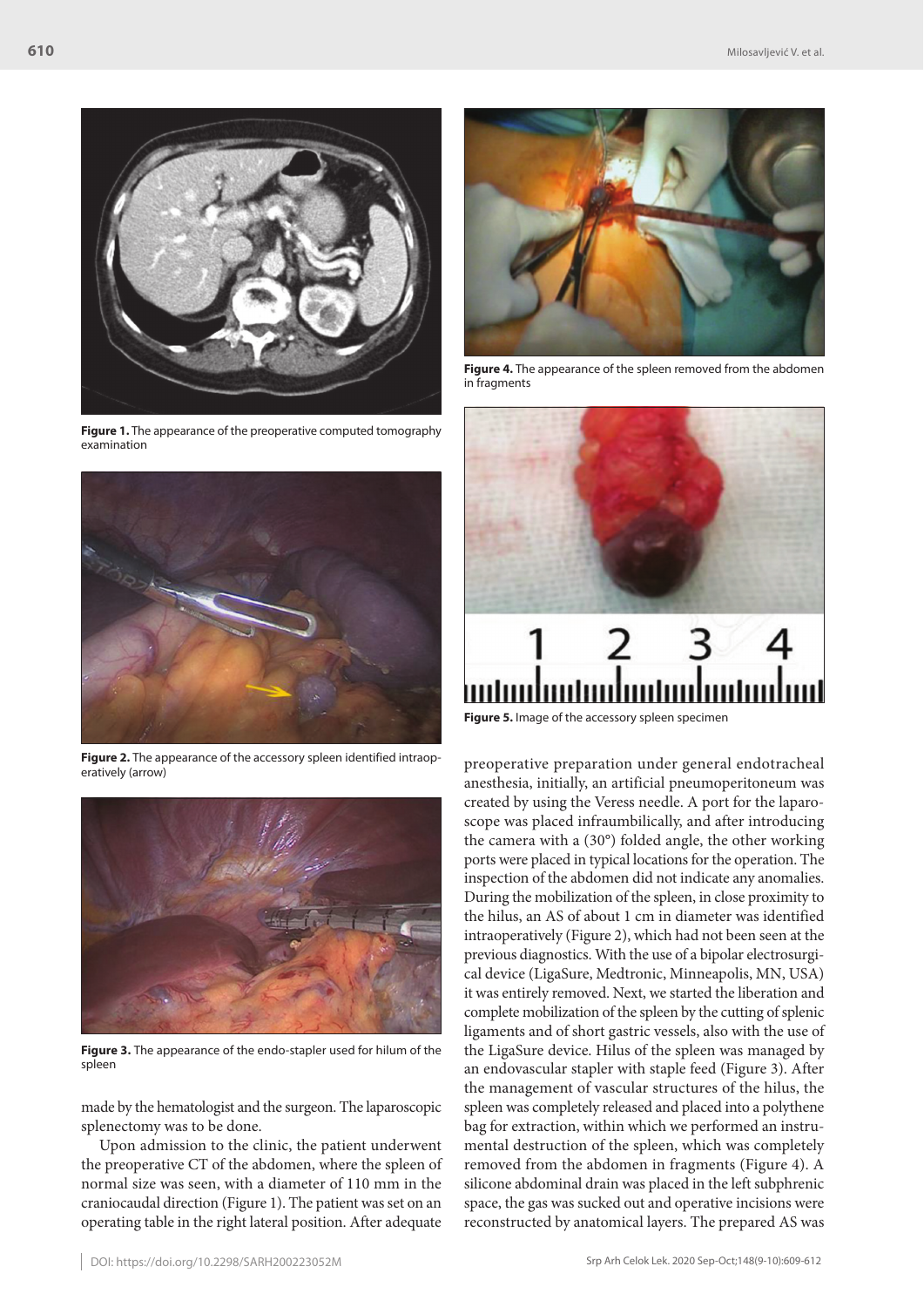Figure 1. The appearance of the preoperative computed tomography examination

Figure 2. The appearance of the accessory spleen identified intraoperatively (arrow)

Figure 3. The appearance of the endo-stapler used for hilum of the spleen

made by the hematologist and the surgeon. The laparoscopic splenectomy was to be done.

Upon admission to the clinic, the patient underwent the preoperative CT of the abdomen, where the spleen of normal size was seen, with a diameter of 110 mm in the craniocaudal direction (Figure 1). The patient was set on an operating table in the right lateral position. After adequate preoperative preparation under general endotracheal anesthesia, initially, an artificial pneumoperitoneum was created by using the Veress needle. A port for the laparoscope was placed infraumbilically, and after introducing the camera with a (30°) folded angle, the other working ports were placed in typical locations for the operation. The inspection of the abdomen did not indicate any anomalies. During the mobilization of the spleen, in close proximity to the hilus, an AS of about 1 cm in diameter was identified intraoperatively (Figure 2), which had not been seen at the previous diagnostics. With the use of a bipolar electrosurgical device (LigaSure, Medtronic, Minneapolis, MN, USA) it was entirely removed. Next, we started the liberation and complete mobilization of the spleen by the cutting of splenic ligaments and of short gastric vessels, also with the use of the LigaSure device. Hilus of the spleen was managed by an endovascular stapler with staple feed (Figure 3). After the management of vascular structures of the hilus, the spleen was completely released and placed into a polythene bag for extraction, within which we performed an instrumental destruction of the spleen, which was completely removed from the abdomen in fragments (Figure 4). A silicone abdominal drain was placed in the left subphrenic space, the gas was sucked out and operative incisions were reconstructed by anatomical layers. The prepared AS was

Figure 4. The appearance of the spleen removed from the abdomen in fragments

Figure 5. Image of the accessory spleen specimen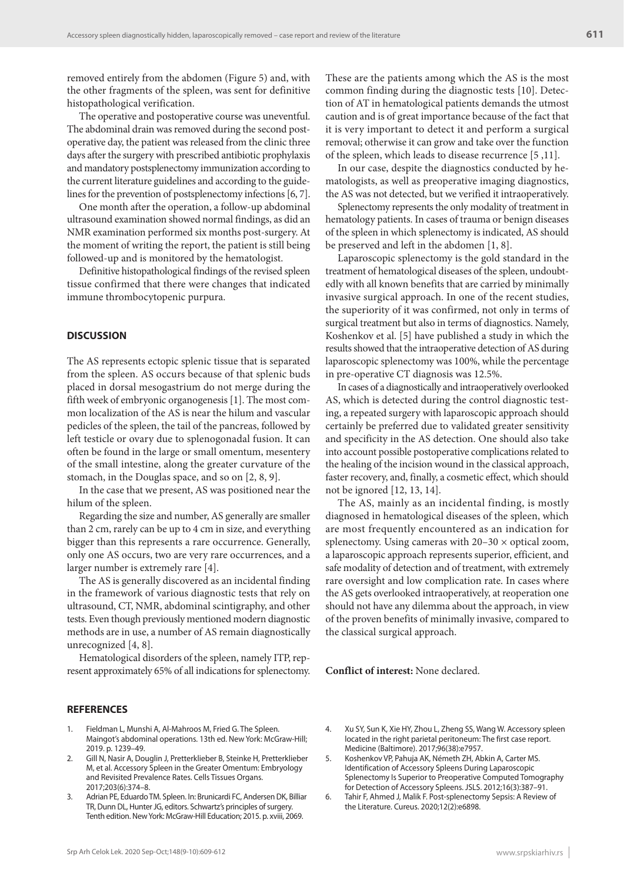removed entirely from the abdomen (Figure 5) and, with the other fragments of the spleen, was sent for definitive histopathological verification.

The operative and postoperative course was uneventful. The abdominal drain was removed during the second postoperative day, the patient was released from the clinic three days after the surgery with prescribed antibiotic prophylaxis and mandatory postsplenectomy immunization according to the current literature guidelines and according to the guidelines for the prevention of postsplenectomy infections [6, 7].

One month after the operation, a follow-up abdominal ultrasound examination showed normal findings, as did an NMR examination performed six months post-surgery. At the moment of writing the report, the patient is still being followed-up and is monitored by the hematologist.

Definitive histopathological findings of the revised spleen tissue confirmed that there were changes that indicated immune thrombocytopenic purpura.

## DISCUSSION

The AS represents ectopic splenic tissue that is separated from the spleen. AS occurs because of that splenic buds placed in dorsal mesogastrium do not merge during the fifth week of embryonic organogenesis [1]. The most common localization of the AS is near the hilum and vascular pedicles of the spleen, the tail of the pancreas, followed by left testicle or ovary due to splenogonadal fusion. It can often be found in the large or small omentum, mesentery of the small intestine, along the greater curvature of the stomach, in the Douglas space, and so on [2, 8, 9].

In the case that we present, AS was positioned near the hilum of the spleen.

Regarding the size and number, AS generally are smaller than 2 cm, rarely can be up to 4 cm in size, and everything bigger than this represents a rare occurrence. Generally, only one AS occurs, two are very rare occurrences, and a larger number is extremely rare [4].

The AS is generally discovered as an incidental finding in the framework of various diagnostic tests that rely on ultrasound, CT, NMR, abdominal scintigraphy, and other tests. Even though previously mentioned modern diagnostic methods are in use, a number of AS remain diagnostically unrecognized [4, 8].

Hematological disorders of the spleen, namely ITP, represent approximately 65% of all indications for splenectomy. These are the patients among which the AS is the most common finding during the diagnostic tests [10]. Detection of AT in hematological patients demands the utmost caution and is of great importance because of the fact that it is very important to detect it and perform a surgical removal; otherwise it can grow and take over the function of the spleen, which leads to disease recurrence [5 ,11].

In our case, despite the diagnostics conducted by hematologists, as well as preoperative imaging diagnostics, the AS was not detected, but we verified it intraoperatively.

Splenectomy represents the only modality of treatment in hematology patients. In cases of trauma or benign diseases of the spleen in which splenectomy is indicated, AS should be preserved and left in the abdomen [1, 8].

Laparoscopic splenectomy is the gold standard in the treatment of hematological diseases of the spleen, undoubtedly with all known benefits that are carried by minimally invasive surgical approach. In one of the recent studies, the superiority of it was confirmed, not only in terms of surgical treatment but also in terms of diagnostics. Namely, Koshenkov et al. [5] have published a study in which the results showed that the intraoperative detection of AS during laparoscopic splenectomy was 100%, while the percentage in pre-operative CT diagnosis was 12.5%.

In cases of a diagnostically and intraoperatively overlooked AS, which is detected during the control diagnostic testing, a repeated surgery with laparoscopic approach should certainly be preferred due to validated greater sensitivity and specificity in the AS detection. One should also take into account possible postoperative complications related to the healing of the incision wound in the classical approach, faster recovery, and, finally, a cosmetic effect, which should not be ignored [12, 13, 14].

The AS, mainly as an incidental finding, is mostly diagnosed in hematological diseases of the spleen, which are most frequently encountered as an indication for splenectomy. Using cameras with 20–30 × optical zoom, a laparoscopic approach represents superior, efficient, and safe modality of detection and of treatment, with extremely rare oversight and low complication rate. In cases where the AS gets overlooked intraoperatively, at reoperation one should not have any dilemma about the approach, in view of the proven benefits of minimally invasive, compared to the classical surgical approach.

**Conflict of interest:** None declared.

## REFERENCES

1. Fieldman L, Munshi A, Al-Mahroos M, Fried G. The Spleen. Maingot's abdominal operations. 13th ed. New York: McGraw-Hill; 2019. p. 1239–49.
2. Gill N, Nasir A, Douglin J, Pretterklieber B, Steinke H, Pretterklieber M, et al. Accessory Spleen in the Greater Omentum: Embryology and Revisited Prevalence Rates. Cells Tissues Organs. 2017;203(6):374–8.
3. Adrian PE, Eduardo TM. Spleen. In: Brunicardi FC, Andersen DK, Billiar TR, Dunn DL, Hunter JG, editors. Schwartz's principles of surgery. Tenth edition. New York: McGraw-Hill Education; 2015. p. xviii, 2069.
4. Xu SY, Sun K, Xie HY, Zhou L, Zheng SS, Wang W. Accessory spleen located in the right parietal peritoneum: The first case report. Medicine (Baltimore). 2017;96(38):e7957.
5. Koshenkov VP, Pahuja AK, Németh ZH, Abkin A, Carter MS. Identification of Accessory Spleens During Laparoscopic Splenectomy Is Superior to Preoperative Computed Tomography for Detection of Accessory Spleens. JSLS. 2012;16(3):387–91.
6. Tahir F, Ahmed J, Malik F. Post-splenectomy Sepsis: A Review of the Literature. Cureus. 2020;12(2):e6898.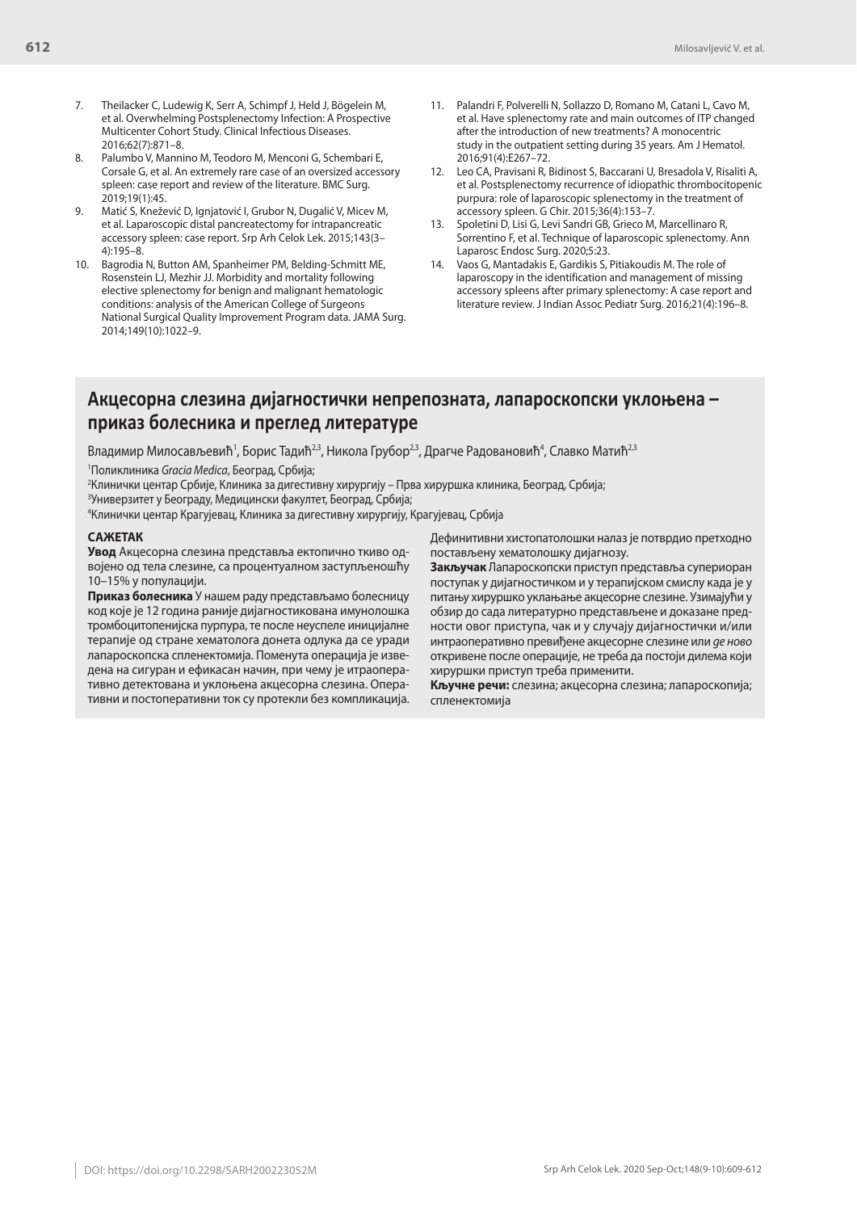7. Theilacker C, Ludewig K, Serr A, Schimpf J, Held J, Bögelein M, et al. Overwhelming Postsplenectomy Infection: A Prospective Multicenter Cohort Study. Clinical Infectious Diseases. 2016;62(7):871–8.
8. Palumbo V, Mannino M, Teodoro M, Menconi G, Schembari E, Corsale G, et al. An extremely rare case of an oversized accessory spleen: case report and review of the literature. BMC Surg. 2019;19(1):45.
9. Matić S, Knežević D, Ignjatović I, Grubor N, Dugalić V, Micev M, et al. Laparoscopic distal pancreatectomy for intrapancreatic accessory spleen: case report. Srp Arh Celok Lek. 2015;143(3–4):195–8.
10. Bagrodia N, Button AM, Spanheimer PM, Belding-Schmitt ME, Rosenstein LJ, Mezhir JJ. Morbidity and mortality following elective splenectomy for benign and malignant hematologic conditions: analysis of the American College of Surgeons National Surgical Quality Improvement Program data. JAMA Surg. 2014;149(10):1022–9.
11. Palandri F, Polverelli N, Sollazzo D, Romano M, Catani L, Cavo M, et al. Have splenectomy rate and main outcomes of ITP changed after the introduction of new treatments? A monocentric study in the outpatient setting during 35 years. Am J Hematol. 2016;91(4):E267–72.
12. Leo CA, Pravisani R, Bidinost S, Baccarani U, Bresadola V, Risaliti A, et al. Postsplenectomy recurrence of idiopathic thrombocitopenic purpura: role of laparoscopic splenectomy in the treatment of accessory spleen. G Chir. 2015;36(4):153–7.
13. Spoletini D, Lisi G, Levi Sandri GB, Grieco M, Marcellinaro R, Sorrentino F, et al. Technique of laparoscopic splenectomy. Ann Laparosc Endosc Surg. 2020;5:23.
14. Vaos G, Mantadakis E, Gardikis S, Pitiakoudis M. The role of laparoscopy in the identification and management of missing accessory spleens after primary splenectomy: A case report and literature review. J Indian Assoc Pediatr Surg. 2016;21(4):196–8.

## Акцесорна слезина дијагностички непрепозната, лапароскопски уклоњена – приказ болесника и преглед литературе

Владимир Милосављевић[1], Борис Тадић[2,3], Никола Грубор[2,3], Драгче Радовановић[4], Славко Матић[2,3]

[1]Поликлиника *Gracia Medica*, Београд, Србија;
[2]Клинички центар Србије, Клиника за дигестивну хирургију – Прва хируршка клиника, Београд, Србија;
[3]Универзитет у Београду, Медицински факултет, Београд, Србија;
[4]Клинички центар Крагујевац, Клиника за дигестивну хирургију, Крагујевац, Србија

**САЖЕТАК**

**Увод** Акцесорна слезина представља ектопично ткиво одвојено од тела слезине, са процентуалном заступљеношћу 10–15% у популацији.

**Приказ болесника** У нашем раду представљамо болесницу код које је 12 година раније дијагностикована имунолошка тромбоцитопенијска пурпура, те после неуспеле иницијалне терапије од стране хематолога донета одлука да се уради лапароскопска спленектомија. Поменута операција је изведена на сигуран и ефикасан начин, при чему је итраоперативно детектована и уклоњена акцесорна слезина. Оперативни и постоперативни ток су протекли без компликација. Дефинитивни хистопатолошки налаз је потврдио претходно постављену хематолошку дијагнозу.

**Закључак** Лапароскопски приступ представља супериоран поступак у дијагностичком и у терапијском смислу када је у питању хируршко уклањање акцесорне слезине. Узимајући у обзир до сада литературно представљене и доказане предности овог приступа, чак и у случају дијагностички и/или интраоперативно превиђене акцесорне слезине или *де ново* откривене после операције, не треба да постоји дилема који хируршки приступ треба применити.

**Кључне речи:** слезина; акцесорна слезина; лапароскопија; спленектомија